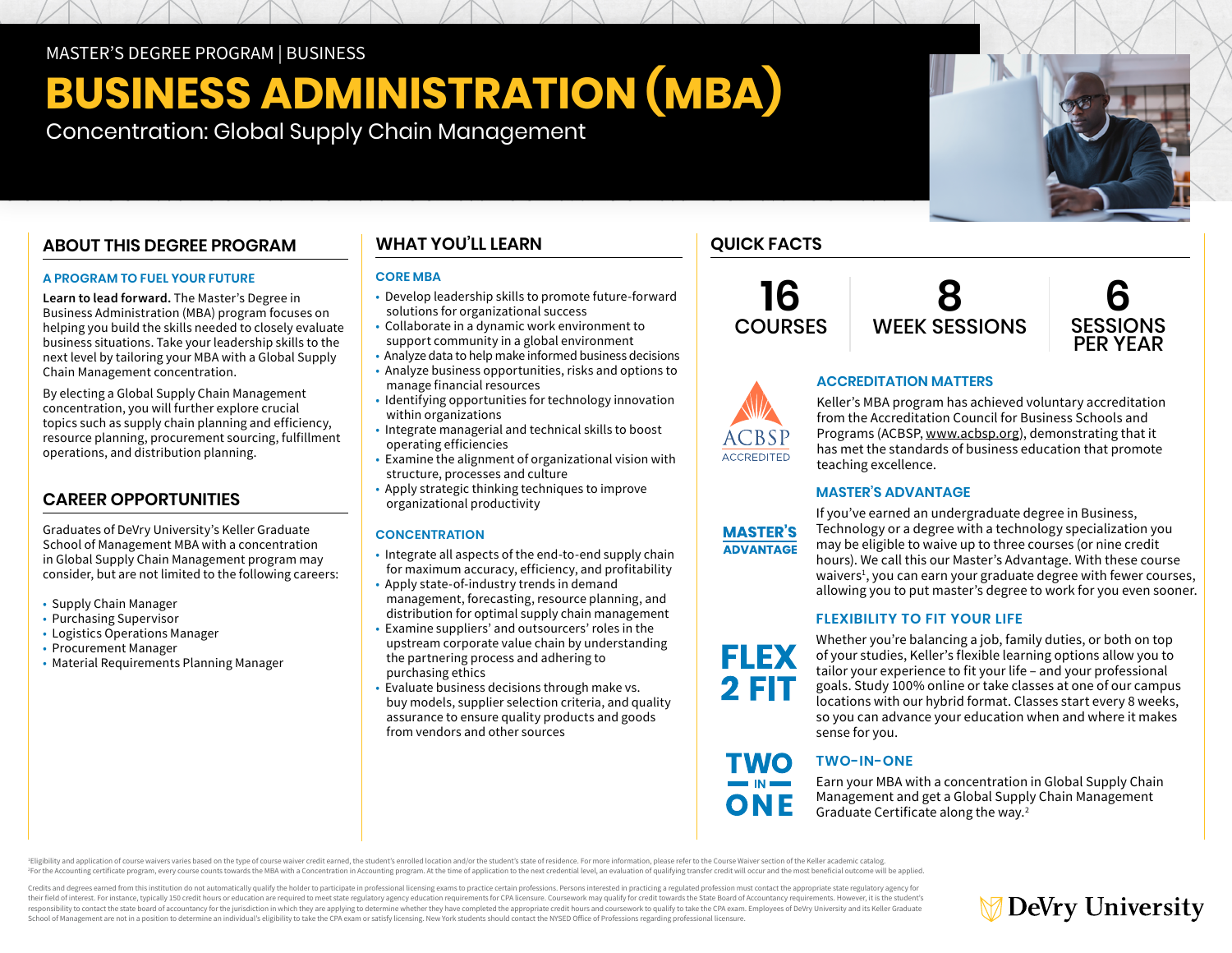MASTER'S DEGREE PROGRAM | BUSINESS

# BUSINESS ADMINISTRATION (MBA)

Concentration: Global Supply Chain Management

## ABOUT THIS DEGREE PROGRAM

### A PROGRAM TO FUEL YOUR FUTURE

**Learn to lead forward.** The Master's Degree in Business Administration (MBA) program focuses on helping you build the skills needed to closely evaluate business situations. Take your leadership skills to the next level by tailoring your MBA with a Global Supply Chain Management concentration.

By electing a Global Supply Chain Management concentration, you will further explore crucial topics such as supply chain planning and efficiency, resource planning, procurement sourcing, fulfillment operations, and distribution planning.

## CAREER OPPORTUNITIES

Graduates of DeVry University's Keller Graduate School of Management MBA with a concentration in Global Supply Chain Management program may consider, but are not limited to the following careers:

- Supply Chain Manager
- Purchasing Supervisor
- Logistics Operations Manager
- Procurement Manager
- Material Requirements Planning Manager

## WHAT YOU'LL LEARN

### CORE MBA

- Develop leadership skills to promote future-forward solutions for organizational success
- Collaborate in a dynamic work environment to support community in a global environment
- Analyze data to help make informed business decisions
- Analyze business opportunities, risks and options to manage financial resources
- Identifying opportunities for technology innovation within organizations
- Integrate managerial and technical skills to boost operating efficiencies
- Examine the alignment of organizational vision with structure, processes and culture
- Apply strategic thinking techniques to improve organizational productivity

### CONCENTRATION

- Integrate all aspects of the end-to-end supply chain for maximum accuracy, efficiency, and profitability
- Apply state-of-industry trends in demand management, forecasting, resource planning, and distribution for optimal supply chain management
- Examine suppliers' and outsourcers' roles in the upstream corporate value chain by understanding the partnering process and adhering to purchasing ethics
- Evaluate business decisions through make vs. buy models, supplier selection criteria, and quality assurance to ensure quality products and goods from vendors and other sources

## QUICK FACTS

**16** COURSES | **8** WEEK SESSIONS | **6** SESSIONS PER YEAR

### ACCREDITATION MATTERS

ACBSP ACCREDITED

Keller's MBA program has achieved voluntary accreditation from the Accreditation Council for Business Schools and Programs (ACBSP, www.acbsp.org), demonstrating that it has met the standards of business education that promote teaching excellence.

### MASTER'S ADVANTAGE

If you've earned an undergraduate degree in Business, Technology or a degree with a technology specialization you may be eligible to waive up to three courses (or nine credit hours). We call this our Master's Advantage. With these course waivers[1], you can earn your graduate degree with fewer courses, allowing you to put master's degree to work for you even sooner.

### FLEXIBILITY TO FIT YOUR LIFE

FLEX 2 FIT

Whether you're balancing a job, family duties, or both on top of your studies, Keller's flexible learning options allow you to tailor your experience to fit your life – and your professional goals. Study 100% online or take classes at one of our campus locations with our hybrid format. Classes start every 8 weeks, so you can advance your education when and where it makes sense for you.

### TWO-IN-ONE

TWO IN ONE

Earn your MBA with a concentration in Global Supply Chain Management and get a Global Supply Chain Management Graduate Certificate along the way.[2]

[1]Eligibility and application of course waivers varies based on the type of course waiver credit earned, the student's enrolled location and/or the student's state of residence. For more information, please refer to the Course Waiver section of the Keller academic catalog.
[2]For the Accounting certificate program, every course counts towards the MBA with a Concentration in Accounting program. At the time of application to the next credential level, an evaluation of qualifying transfer credit will occur and the most beneficial outcome will be applied.

Credits and degrees earned from this institution do not automatically qualify the holder to participate in professional licensing exams to practice certain professions. Persons interested in practicing a regulated profession must contact the appropriate state regulatory agency for their field of interest. For instance, typically 150 credit hours or education are required to meet state regulatory agency education requirements for CPA licensure. Coursework may qualify for credit towards the State Board of Accountancy requirements. However, it is the student's responsibility to contact the state board of accountancy for the jurisdiction in which they are applying to determine whether they have completed the appropriate credit hours and coursework to qualify to take the CPA exam. Employees of DeVry University and its Keller Graduate School of Management are not in a position to determine an individual's eligibility to take the CPA exam or satisfy licensing. New York students should contact the NYSED Office of Professions regarding professional licensure.

DeVry University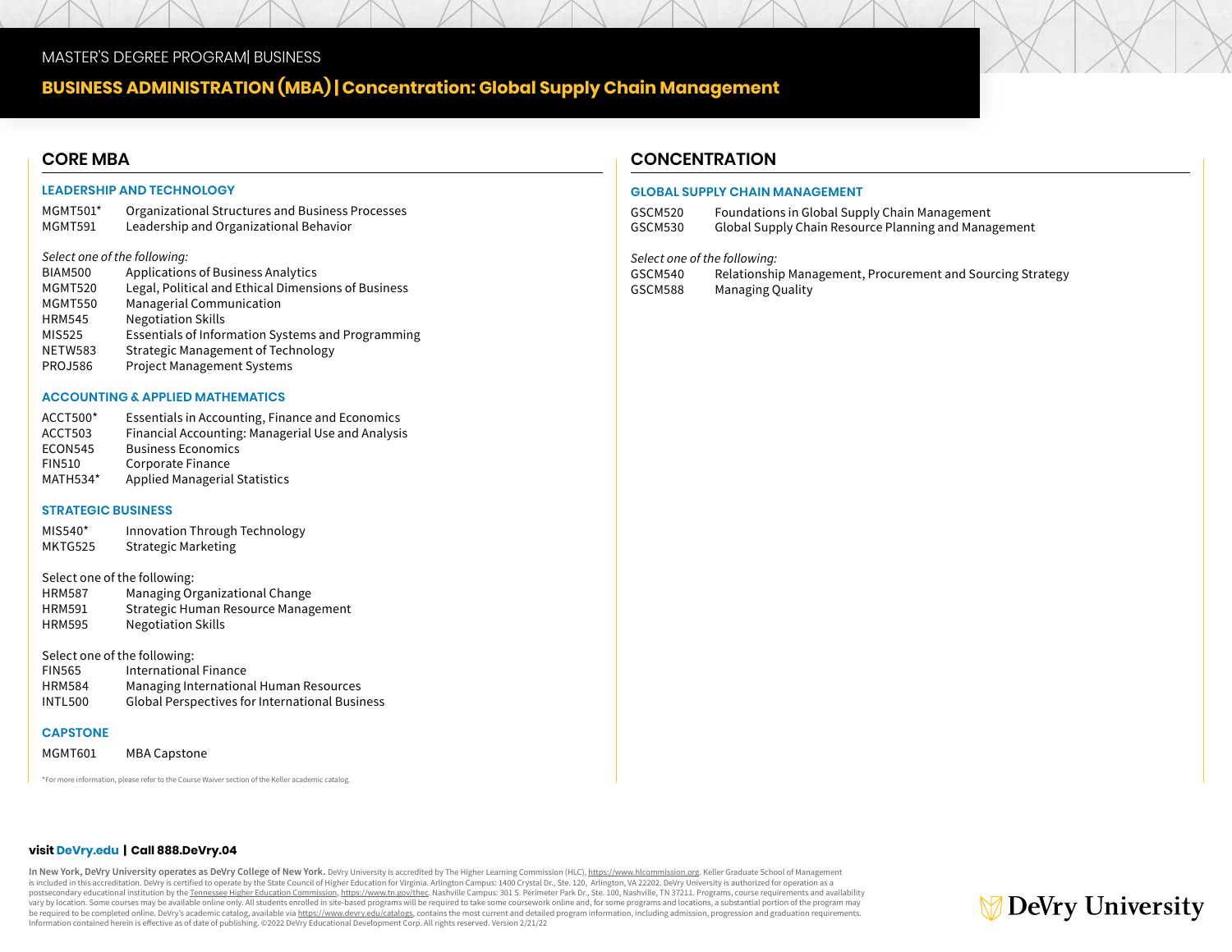MASTER'S DEGREE PROGRAM| BUSINESS

# BUSINESS ADMINISTRATION (MBA) | Concentration: Global Supply Chain Management

## CORE MBA

### LEADERSHIP AND TECHNOLOGY

| | |
|---|---|
| MGMT501* | Organizational Structures and Business Processes |
| MGMT591 | Leadership and Organizational Behavior |

*Select one of the following:*

| | |
|---|---|
| BIAM500 | Applications of Business Analytics |
| MGMT520 | Legal, Political and Ethical Dimensions of Business |
| MGMT550 | Managerial Communication |
| HRM545 | Negotiation Skills |
| MIS525 | Essentials of Information Systems and Programming |
| NETW583 | Strategic Management of Technology |
| PROJ586 | Project Management Systems |

### ACCOUNTING & APPLIED MATHEMATICS

| | |
|---|---|
| ACCT500* | Essentials in Accounting, Finance and Economics |
| ACCT503 | Financial Accounting: Managerial Use and Analysis |
| ECON545 | Business Economics |
| FIN510 | Corporate Finance |
| MATH534* | Applied Managerial Statistics |

### STRATEGIC BUSINESS

| | |
|---|---|
| MIS540* | Innovation Through Technology |
| MKTG525 | Strategic Marketing |

Select one of the following:

| | |
|---|---|
| HRM587 | Managing Organizational Change |
| HRM591 | Strategic Human Resource Management |
| HRM595 | Negotiation Skills |

Select one of the following:

| | |
|---|---|
| FIN565 | International Finance |
| HRM584 | Managing International Human Resources |
| INTL500 | Global Perspectives for International Business |

### CAPSTONE

| | |
|---|---|
| MGMT601 | MBA Capstone |

*For more information, please refer to the Course Waiver section of the Keller academic catalog.

## CONCENTRATION

### GLOBAL SUPPLY CHAIN MANAGEMENT

| | |
|---|---|
| GSCM520 | Foundations in Global Supply Chain Management |
| GSCM530 | Global Supply Chain Resource Planning and Management |

*Select one of the following:*

| | |
|---|---|
| GSCM540 | Relationship Management, Procurement and Sourcing Strategy |
| GSCM588 | Managing Quality |

**visit DeVry.edu | Call 888.DeVry.04**

**In New York, DeVry University operates as DeVry College of New York.** DeVry University is accredited by The Higher Learning Commission (HLC), https://www.hlcommission.org. Keller Graduate School of Management is included in this accreditation. DeVry is certified to operate by the State Council of Higher Education for Virginia. Arlington Campus: 1400 Crystal Dr., Ste. 120, Arlington, VA 22202. DeVry University is authorized for operation as a postsecondary educational institution by the Tennessee Higher Education Commission, https://www.tn.gov/thec. Nashville Campus: 301 S. Perimeter Park Dr., Ste. 100, Nashville, TN 37211. Programs, course requirements and availability vary by location. Some courses may be available online only. All students enrolled in site-based programs will be required to take some coursework online and, for some programs and locations, a substantial portion of the program may be required to be completed online. DeVry's academic catalog, available via https://www.devry.edu/catalogs, contains the most current and detailed program information, including admission, progression and graduation requirements. Information contained herein is effective as of date of publishing. ©2022 DeVry Educational Development Corp. All rights reserved. Version 2/21/22

DeVry University